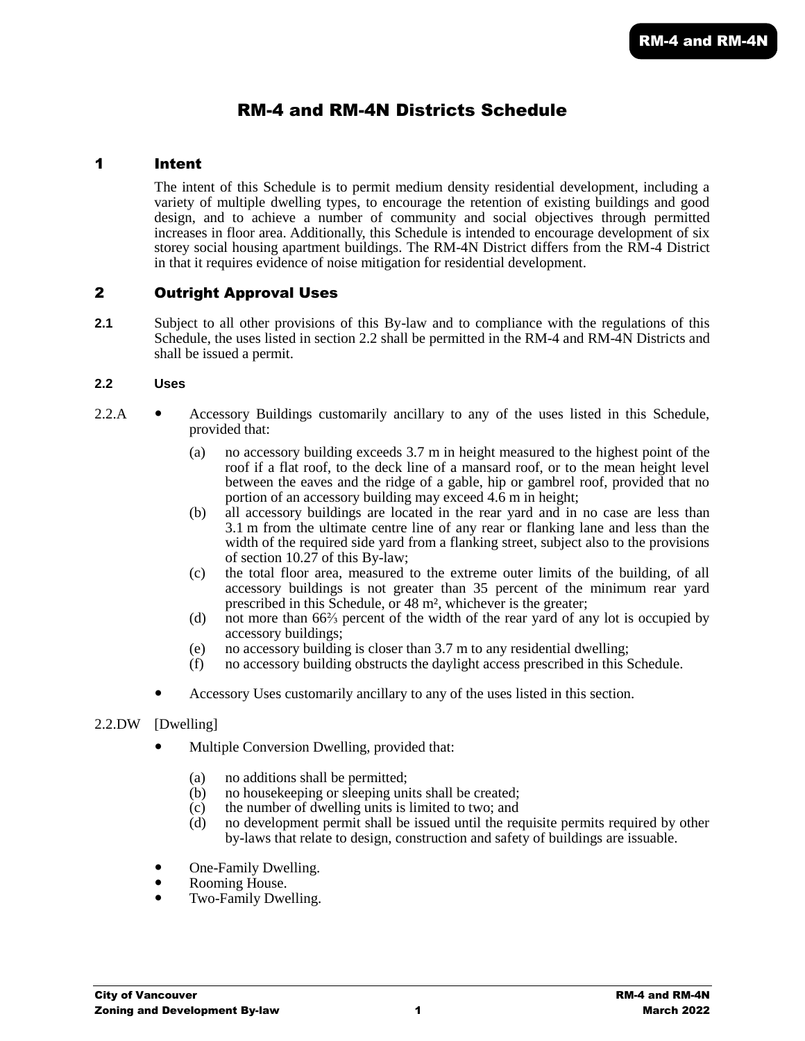# RM-4 and RM-4N Districts Schedule

## 1 Intent

The intent of this Schedule is to permit medium density residential development, including a variety of multiple dwelling types, to encourage the retention of existing buildings and good design, and to achieve a number of community and social objectives through permitted increases in floor area. Additionally, this Schedule is intended to encourage development of six storey social housing apartment buildings. The RM-4N District differs from the RM-4 District in that it requires evidence of noise mitigation for residential development.

## 2 Outright Approval Uses

**2.1** Subject to all other provisions of this By-law and to compliance with the regulations of this Schedule, the uses listed in section 2.2 shall be permitted in the RM-4 and RM-4N Districts and shall be issued a permit.

### 2.2 Uses

2.2.A

- Accessory Buildings customarily ancillary to any of the uses listed in this Schedule, provided that:
  - (a) no accessory building exceeds 3.7 m in height measured to the highest point of the roof if a flat roof, to the deck line of a mansard roof, or to the mean height level between the eaves and the ridge of a gable, hip or gambrel roof, provided that no portion of an accessory building may exceed 4.6 m in height;
  - (b) all accessory buildings are located in the rear yard and in no case are less than 3.1 m from the ultimate centre line of any rear or flanking lane and less than the width of the required side yard from a flanking street, subject also to the provisions of section 10.27 of this By-law;
  - (c) the total floor area, measured to the extreme outer limits of the building, of all accessory buildings is not greater than 35 percent of the minimum rear yard prescribed in this Schedule, or 48 m², whichever is the greater;
  - (d) not more than 66⅔ percent of the width of the rear yard of any lot is occupied by accessory buildings;
  - (e) no accessory building is closer than 3.7 m to any residential dwelling;
  - (f) no accessory building obstructs the daylight access prescribed in this Schedule.
- Accessory Uses customarily ancillary to any of the uses listed in this section.

2.2.DW [Dwelling]

- Multiple Conversion Dwelling, provided that:
  - (a) no additions shall be permitted;
  - (b) no housekeeping or sleeping units shall be created;
  - (c) the number of dwelling units is limited to two; and
  - (d) no development permit shall be issued until the requisite permits required by other by-laws that relate to design, construction and safety of buildings are issuable.
- One-Family Dwelling.
- Rooming House.
- Two-Family Dwelling.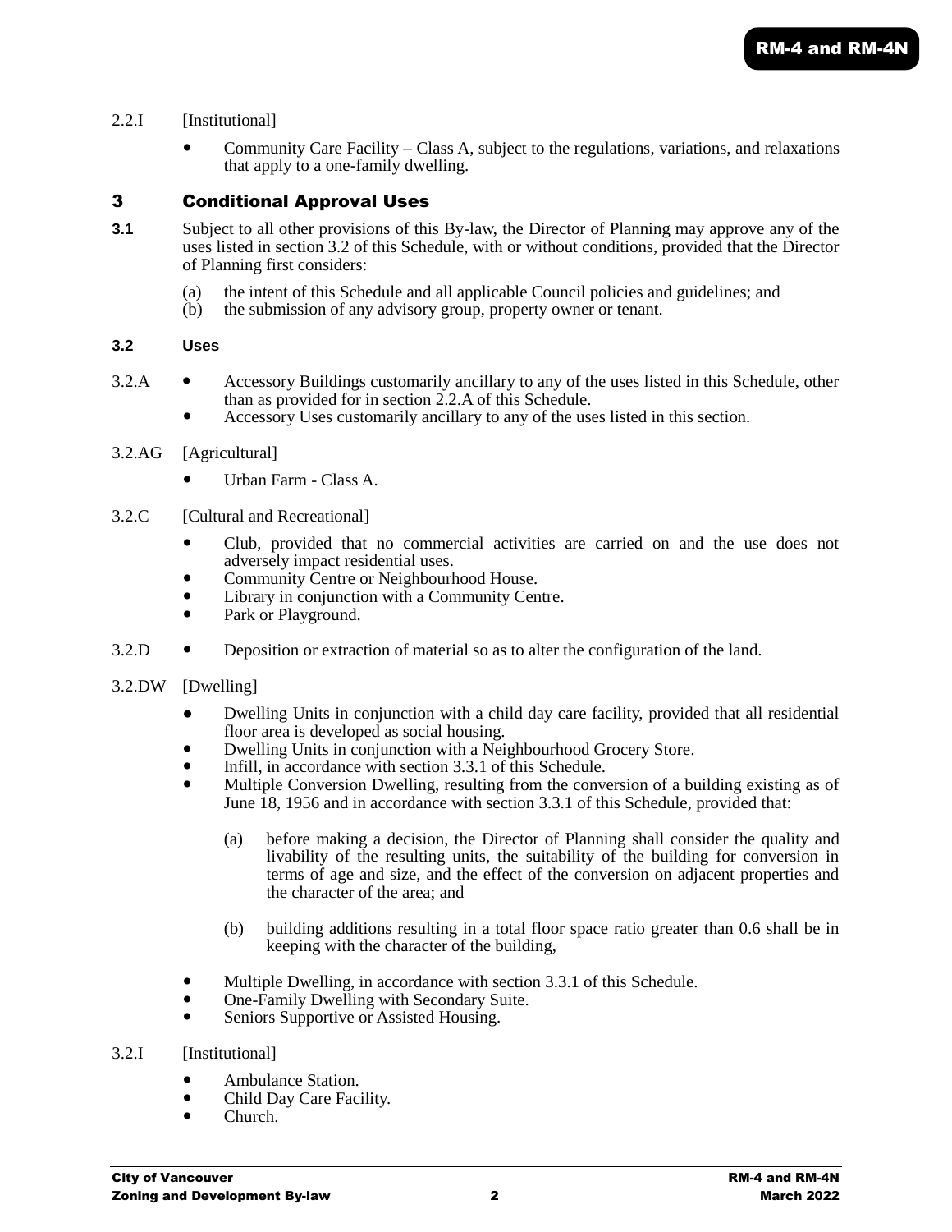2.2.I [Institutional]

- Community Care Facility – Class A, subject to the regulations, variations, and relaxations that apply to a one-family dwelling.

## 3 Conditional Approval Uses

**3.1** Subject to all other provisions of this By-law, the Director of Planning may approve any of the uses listed in section 3.2 of this Schedule, with or without conditions, provided that the Director of Planning first considers:

(a) the intent of this Schedule and all applicable Council policies and guidelines; and
(b) the submission of any advisory group, property owner or tenant.

### 3.2 Uses

3.2.A
- Accessory Buildings customarily ancillary to any of the uses listed in this Schedule, other than as provided for in section 2.2.A of this Schedule.
- Accessory Uses customarily ancillary to any of the uses listed in this section.

3.2.AG [Agricultural]

- Urban Farm - Class A.

3.2.C [Cultural and Recreational]

- Club, provided that no commercial activities are carried on and the use does not adversely impact residential uses.
- Community Centre or Neighbourhood House.
- Library in conjunction with a Community Centre.
- Park or Playground.

3.2.D
- Deposition or extraction of material so as to alter the configuration of the land.

3.2.DW [Dwelling]

- Dwelling Units in conjunction with a child day care facility, provided that all residential floor area is developed as social housing.
- Dwelling Units in conjunction with a Neighbourhood Grocery Store.
- Infill, in accordance with section 3.3.1 of this Schedule.
- Multiple Conversion Dwelling, resulting from the conversion of a building existing as of June 18, 1956 and in accordance with section 3.3.1 of this Schedule, provided that:

  (a) before making a decision, the Director of Planning shall consider the quality and livability of the resulting units, the suitability of the building for conversion in terms of age and size, and the effect of the conversion on adjacent properties and the character of the area; and

  (b) building additions resulting in a total floor space ratio greater than 0.6 shall be in keeping with the character of the building,

- Multiple Dwelling, in accordance with section 3.3.1 of this Schedule.
- One-Family Dwelling with Secondary Suite.
- Seniors Supportive or Assisted Housing.

3.2.I [Institutional]

- Ambulance Station.
- Child Day Care Facility.
- Church.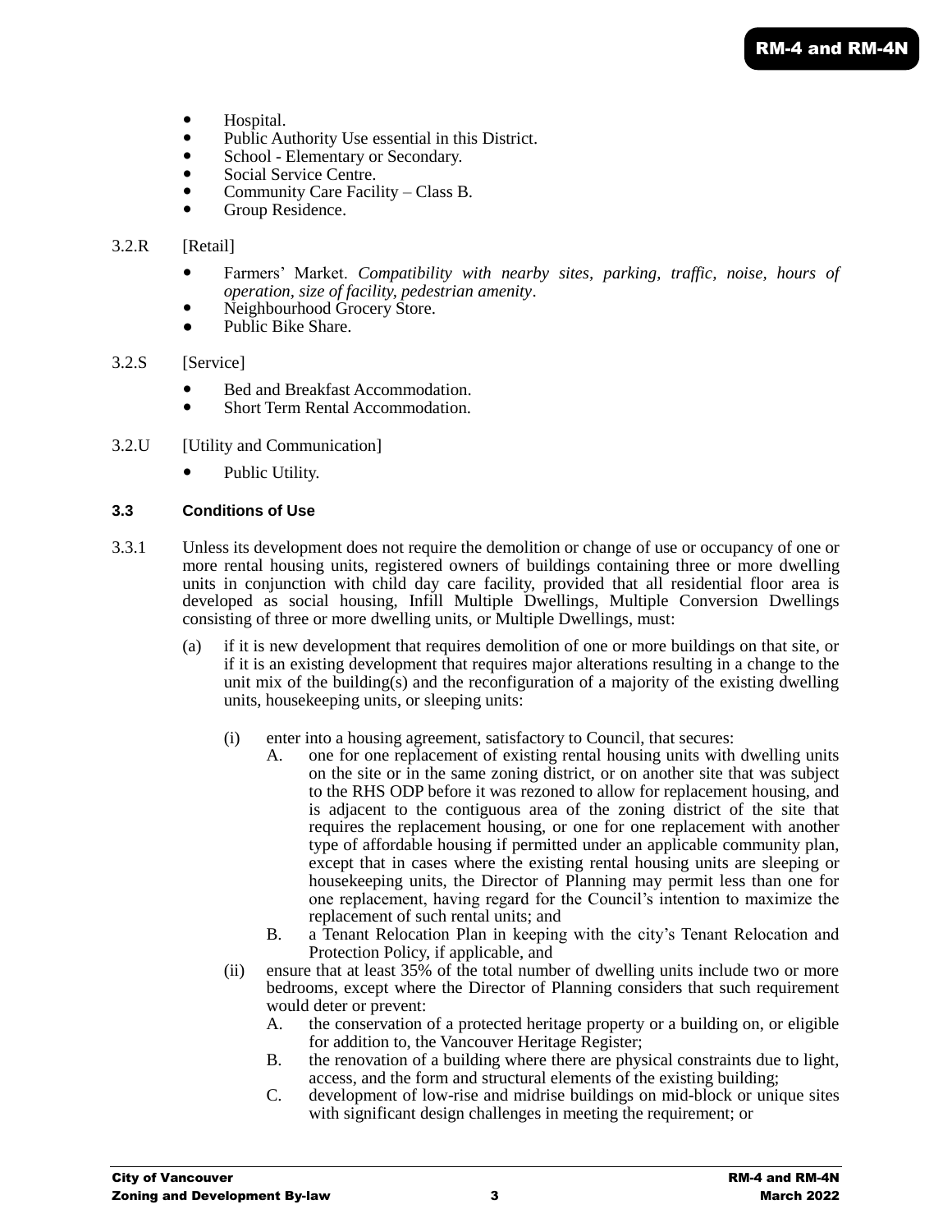- Hospital.
- Public Authority Use essential in this District.
- School - Elementary or Secondary.
- Social Service Centre.
- Community Care Facility – Class B.
- Group Residence.

3.2.R [Retail]

- Farmers' Market. *Compatibility with nearby sites, parking, traffic, noise, hours of operation, size of facility, pedestrian amenity*.
- Neighbourhood Grocery Store.
- Public Bike Share.

3.2.S [Service]

- Bed and Breakfast Accommodation.
- Short Term Rental Accommodation.

3.2.U [Utility and Communication]

- Public Utility.

### 3.3 Conditions of Use

3.3.1 Unless its development does not require the demolition or change of use or occupancy of one or more rental housing units, registered owners of buildings containing three or more dwelling units in conjunction with child day care facility, provided that all residential floor area is developed as social housing, Infill Multiple Dwellings, Multiple Conversion Dwellings consisting of three or more dwelling units, or Multiple Dwellings, must:

(a) if it is new development that requires demolition of one or more buildings on that site, or if it is an existing development that requires major alterations resulting in a change to the unit mix of the building(s) and the reconfiguration of a majority of the existing dwelling units, housekeeping units, or sleeping units:

(i) enter into a housing agreement, satisfactory to Council, that secures:

A. one for one replacement of existing rental housing units with dwelling units on the site or in the same zoning district, or on another site that was subject to the RHS ODP before it was rezoned to allow for replacement housing, and is adjacent to the contiguous area of the zoning district of the site that requires the replacement housing, or one for one replacement with another type of affordable housing if permitted under an applicable community plan, except that in cases where the existing rental housing units are sleeping or housekeeping units, the Director of Planning may permit less than one for one replacement, having regard for the Council's intention to maximize the replacement of such rental units; and

B. a Tenant Relocation Plan in keeping with the city's Tenant Relocation and Protection Policy, if applicable, and

(ii) ensure that at least 35% of the total number of dwelling units include two or more bedrooms, except where the Director of Planning considers that such requirement would deter or prevent:

A. the conservation of a protected heritage property or a building on, or eligible for addition to, the Vancouver Heritage Register;

B. the renovation of a building where there are physical constraints due to light, access, and the form and structural elements of the existing building;

C. development of low-rise and midrise buildings on mid-block or unique sites with significant design challenges in meeting the requirement; or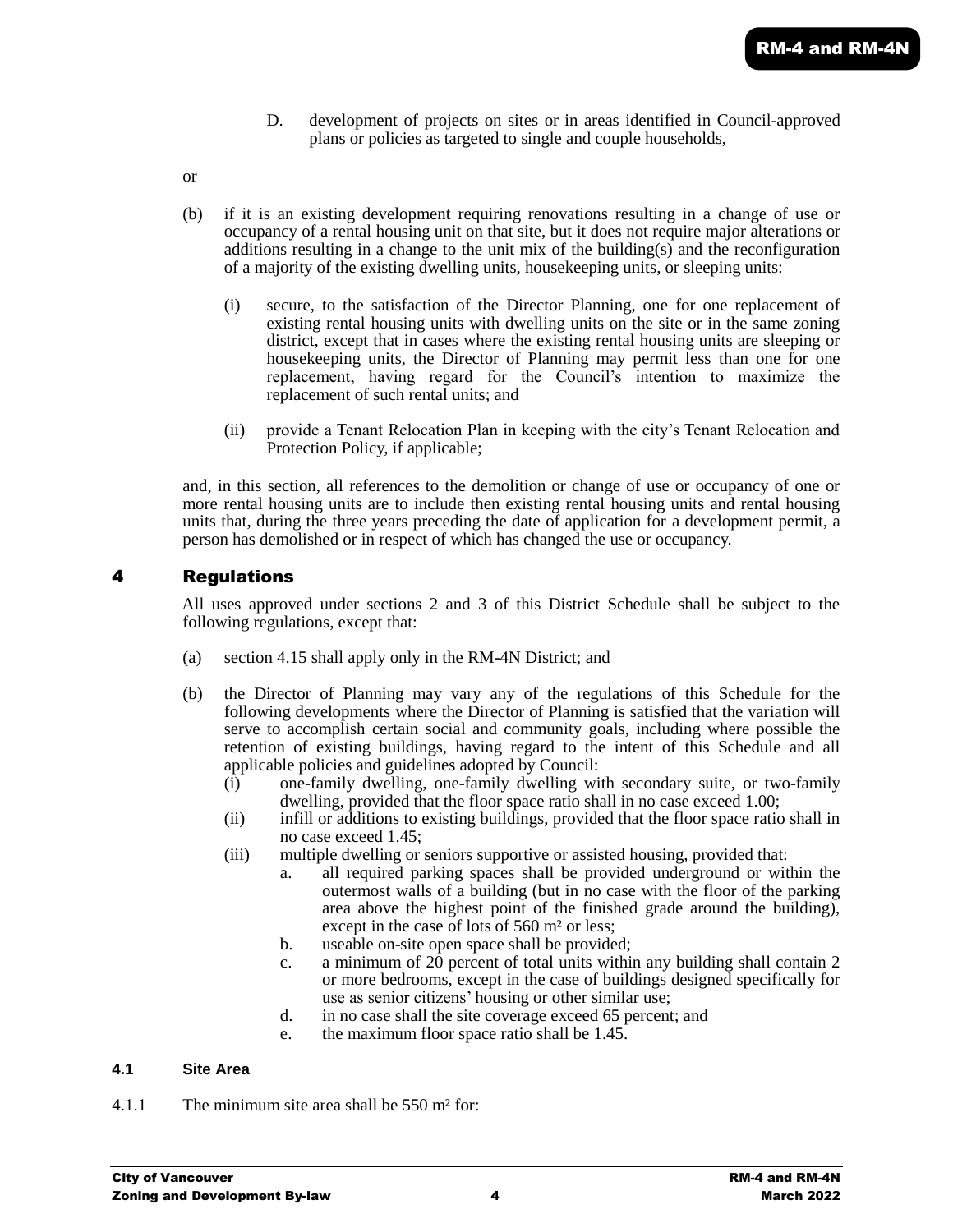D. development of projects on sites or in areas identified in Council-approved plans or policies as targeted to single and couple households,

or

(b) if it is an existing development requiring renovations resulting in a change of use or occupancy of a rental housing unit on that site, but it does not require major alterations or additions resulting in a change to the unit mix of the building(s) and the reconfiguration of a majority of the existing dwelling units, housekeeping units, or sleeping units:

(i) secure, to the satisfaction of the Director Planning, one for one replacement of existing rental housing units with dwelling units on the site or in the same zoning district, except that in cases where the existing rental housing units are sleeping or housekeeping units, the Director of Planning may permit less than one for one replacement, having regard for the Council's intention to maximize the replacement of such rental units; and

(ii) provide a Tenant Relocation Plan in keeping with the city's Tenant Relocation and Protection Policy, if applicable;

and, in this section, all references to the demolition or change of use or occupancy of one or more rental housing units are to include then existing rental housing units and rental housing units that, during the three years preceding the date of application for a development permit, a person has demolished or in respect of which has changed the use or occupancy.

# 4 Regulations

All uses approved under sections 2 and 3 of this District Schedule shall be subject to the following regulations, except that:

(a) section 4.15 shall apply only in the RM-4N District; and

(b) the Director of Planning may vary any of the regulations of this Schedule for the following developments where the Director of Planning is satisfied that the variation will serve to accomplish certain social and community goals, including where possible the retention of existing buildings, having regard to the intent of this Schedule and all applicable policies and guidelines adopted by Council:

(i) one-family dwelling, one-family dwelling with secondary suite, or two-family dwelling, provided that the floor space ratio shall in no case exceed 1.00;

(ii) infill or additions to existing buildings, provided that the floor space ratio shall in no case exceed 1.45;

(iii) multiple dwelling or seniors supportive or assisted housing, provided that:

a. all required parking spaces shall be provided underground or within the outermost walls of a building (but in no case with the floor of the parking area above the highest point of the finished grade around the building), except in the case of lots of 560 m² or less;

b. useable on-site open space shall be provided;

c. a minimum of 20 percent of total units within any building shall contain 2 or more bedrooms, except in the case of buildings designed specifically for use as senior citizens' housing or other similar use;

d. in no case shall the site coverage exceed 65 percent; and

e. the maximum floor space ratio shall be 1.45.

### 4.1 Site Area

4.1.1 The minimum site area shall be 550 m² for: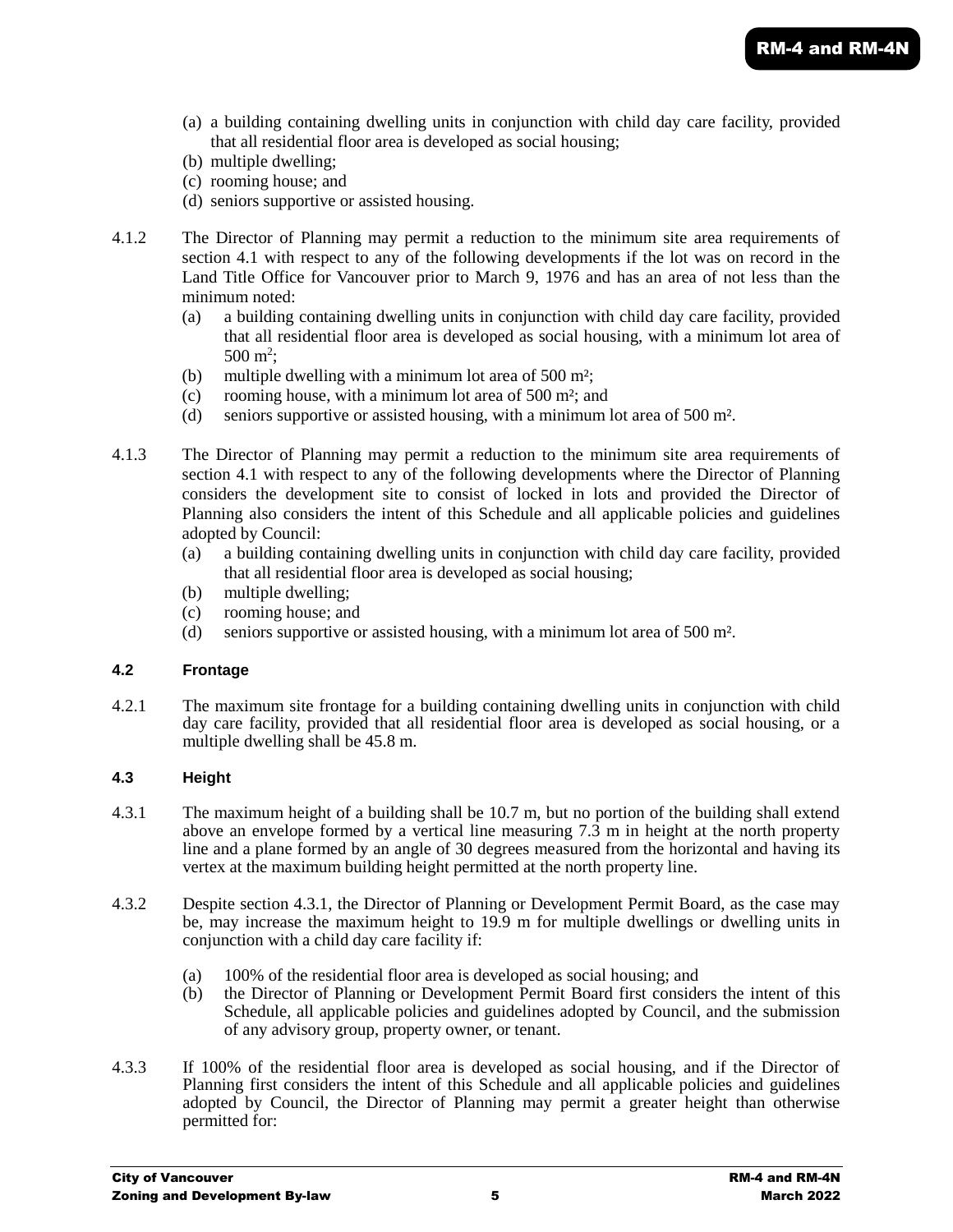(a) a building containing dwelling units in conjunction with child day care facility, provided that all residential floor area is developed as social housing;
(b) multiple dwelling;
(c) rooming house; and
(d) seniors supportive or assisted housing.

4.1.2 The Director of Planning may permit a reduction to the minimum site area requirements of section 4.1 with respect to any of the following developments if the lot was on record in the Land Title Office for Vancouver prior to March 9, 1976 and has an area of not less than the minimum noted:

(a) a building containing dwelling units in conjunction with child day care facility, provided that all residential floor area is developed as social housing, with a minimum lot area of 500 $m^2$;
(b) multiple dwelling with a minimum lot area of 500 $m^2$;
(c) rooming house, with a minimum lot area of 500 $m^2$; and
(d) seniors supportive or assisted housing, with a minimum lot area of 500 $m^2$.

4.1.3 The Director of Planning may permit a reduction to the minimum site area requirements of section 4.1 with respect to any of the following developments where the Director of Planning considers the development site to consist of locked in lots and provided the Director of Planning also considers the intent of this Schedule and all applicable policies and guidelines adopted by Council:

(a) a building containing dwelling units in conjunction with child day care facility, provided that all residential floor area is developed as social housing;
(b) multiple dwelling;
(c) rooming house; and
(d) seniors supportive or assisted housing, with a minimum lot area of 500 $m^2$.

### 4.2 Frontage

4.2.1 The maximum site frontage for a building containing dwelling units in conjunction with child day care facility, provided that all residential floor area is developed as social housing, or a multiple dwelling shall be 45.8 m.

### 4.3 Height

4.3.1 The maximum height of a building shall be 10.7 m, but no portion of the building shall extend above an envelope formed by a vertical line measuring 7.3 m in height at the north property line and a plane formed by an angle of 30 degrees measured from the horizontal and having its vertex at the maximum building height permitted at the north property line.

4.3.2 Despite section 4.3.1, the Director of Planning or Development Permit Board, as the case may be, may increase the maximum height to 19.9 m for multiple dwellings or dwelling units in conjunction with a child day care facility if:

(a) 100% of the residential floor area is developed as social housing; and
(b) the Director of Planning or Development Permit Board first considers the intent of this Schedule, all applicable policies and guidelines adopted by Council, and the submission of any advisory group, property owner, or tenant.

4.3.3 If 100% of the residential floor area is developed as social housing, and if the Director of Planning first considers the intent of this Schedule and all applicable policies and guidelines adopted by Council, the Director of Planning may permit a greater height than otherwise permitted for: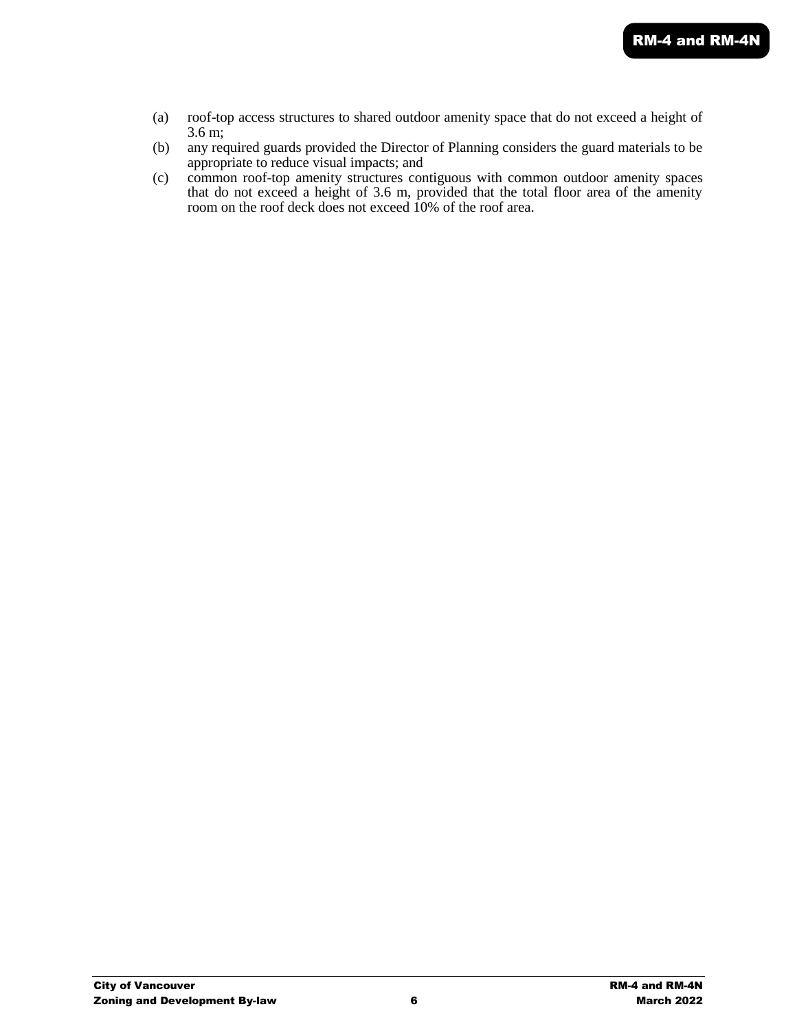(a) roof-top access structures to shared outdoor amenity space that do not exceed a height of 3.6 m;

(b) any required guards provided the Director of Planning considers the guard materials to be appropriate to reduce visual impacts; and

(c) common roof-top amenity structures contiguous with common outdoor amenity spaces that do not exceed a height of 3.6 m, provided that the total floor area of the amenity room on the roof deck does not exceed 10% of the roof area.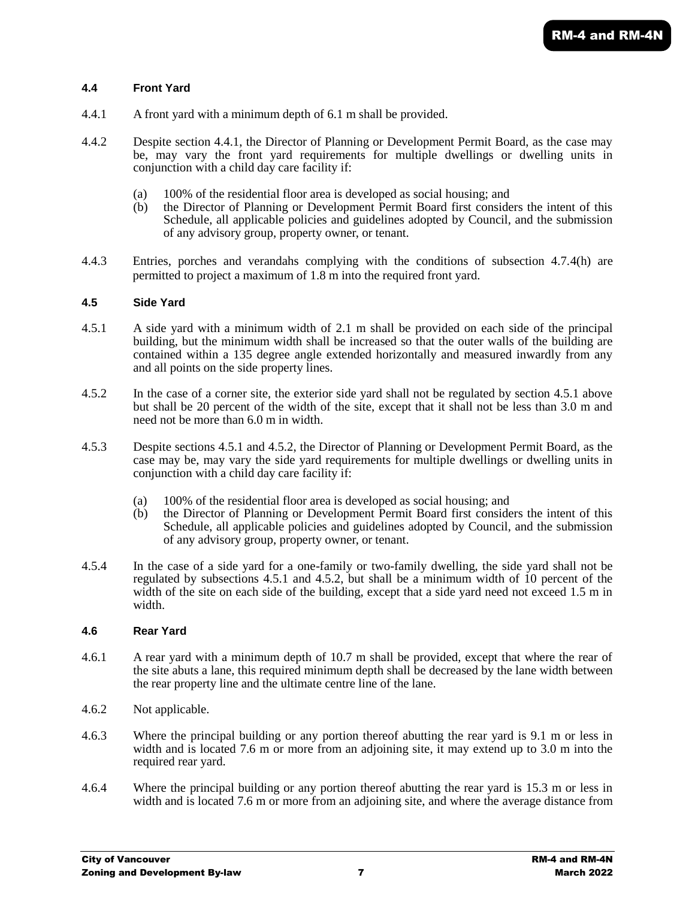### 4.4 Front Yard

4.4.1 A front yard with a minimum depth of 6.1 m shall be provided.

4.4.2 Despite section 4.4.1, the Director of Planning or Development Permit Board, as the case may be, may vary the front yard requirements for multiple dwellings or dwelling units in conjunction with a child day care facility if:

(a) 100% of the residential floor area is developed as social housing; and
(b) the Director of Planning or Development Permit Board first considers the intent of this Schedule, all applicable policies and guidelines adopted by Council, and the submission of any advisory group, property owner, or tenant.

4.4.3 Entries, porches and verandahs complying with the conditions of subsection 4.7.4(h) are permitted to project a maximum of 1.8 m into the required front yard.

### 4.5 Side Yard

4.5.1 A side yard with a minimum width of 2.1 m shall be provided on each side of the principal building, but the minimum width shall be increased so that the outer walls of the building are contained within a 135 degree angle extended horizontally and measured inwardly from any and all points on the side property lines.

4.5.2 In the case of a corner site, the exterior side yard shall not be regulated by section 4.5.1 above but shall be 20 percent of the width of the site, except that it shall not be less than 3.0 m and need not be more than 6.0 m in width.

4.5.3 Despite sections 4.5.1 and 4.5.2, the Director of Planning or Development Permit Board, as the case may be, may vary the side yard requirements for multiple dwellings or dwelling units in conjunction with a child day care facility if:

(a) 100% of the residential floor area is developed as social housing; and
(b) the Director of Planning or Development Permit Board first considers the intent of this Schedule, all applicable policies and guidelines adopted by Council, and the submission of any advisory group, property owner, or tenant.

4.5.4 In the case of a side yard for a one-family or two-family dwelling, the side yard shall not be regulated by subsections 4.5.1 and 4.5.2, but shall be a minimum width of 10 percent of the width of the site on each side of the building, except that a side yard need not exceed 1.5 m in width.

### 4.6 Rear Yard

4.6.1 A rear yard with a minimum depth of 10.7 m shall be provided, except that where the rear of the site abuts a lane, this required minimum depth shall be decreased by the lane width between the rear property line and the ultimate centre line of the lane.

4.6.2 Not applicable.

4.6.3 Where the principal building or any portion thereof abutting the rear yard is 9.1 m or less in width and is located 7.6 m or more from an adjoining site, it may extend up to 3.0 m into the required rear yard.

4.6.4 Where the principal building or any portion thereof abutting the rear yard is 15.3 m or less in width and is located 7.6 m or more from an adjoining site, and where the average distance from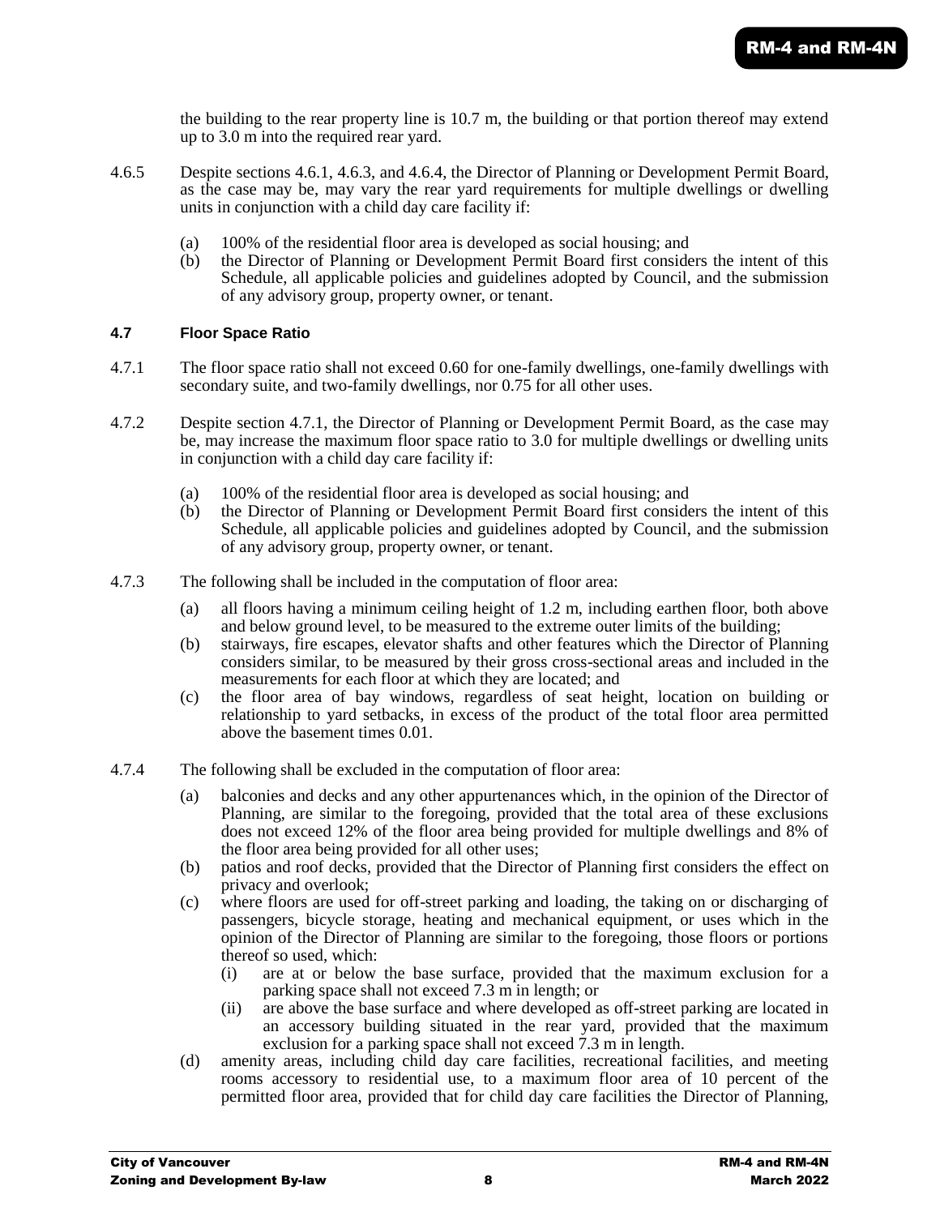the building to the rear property line is 10.7 m, the building or that portion thereof may extend up to 3.0 m into the required rear yard.

4.6.5 Despite sections 4.6.1, 4.6.3, and 4.6.4, the Director of Planning or Development Permit Board, as the case may be, may vary the rear yard requirements for multiple dwellings or dwelling units in conjunction with a child day care facility if:

(a) 100% of the residential floor area is developed as social housing; and
(b) the Director of Planning or Development Permit Board first considers the intent of this Schedule, all applicable policies and guidelines adopted by Council, and the submission of any advisory group, property owner, or tenant.

#### 4.7 Floor Space Ratio

4.7.1 The floor space ratio shall not exceed 0.60 for one-family dwellings, one-family dwellings with secondary suite, and two-family dwellings, nor 0.75 for all other uses.

4.7.2 Despite section 4.7.1, the Director of Planning or Development Permit Board, as the case may be, may increase the maximum floor space ratio to 3.0 for multiple dwellings or dwelling units in conjunction with a child day care facility if:

(a) 100% of the residential floor area is developed as social housing; and
(b) the Director of Planning or Development Permit Board first considers the intent of this Schedule, all applicable policies and guidelines adopted by Council, and the submission of any advisory group, property owner, or tenant.

4.7.3 The following shall be included in the computation of floor area:

(a) all floors having a minimum ceiling height of 1.2 m, including earthen floor, both above and below ground level, to be measured to the extreme outer limits of the building;
(b) stairways, fire escapes, elevator shafts and other features which the Director of Planning considers similar, to be measured by their gross cross-sectional areas and included in the measurements for each floor at which they are located; and
(c) the floor area of bay windows, regardless of seat height, location on building or relationship to yard setbacks, in excess of the product of the total floor area permitted above the basement times 0.01.

4.7.4 The following shall be excluded in the computation of floor area:

(a) balconies and decks and any other appurtenances which, in the opinion of the Director of Planning, are similar to the foregoing, provided that the total area of these exclusions does not exceed 12% of the floor area being provided for multiple dwellings and 8% of the floor area being provided for all other uses;
(b) patios and roof decks, provided that the Director of Planning first considers the effect on privacy and overlook;
(c) where floors are used for off-street parking and loading, the taking on or discharging of passengers, bicycle storage, heating and mechanical equipment, or uses which in the opinion of the Director of Planning are similar to the foregoing, those floors or portions thereof so used, which:
    (i) are at or below the base surface, provided that the maximum exclusion for a parking space shall not exceed 7.3 m in length; or
    (ii) are above the base surface and where developed as off-street parking are located in an accessory building situated in the rear yard, provided that the maximum exclusion for a parking space shall not exceed 7.3 m in length.
(d) amenity areas, including child day care facilities, recreational facilities, and meeting rooms accessory to residential use, to a maximum floor area of 10 percent of the permitted floor area, provided that for child day care facilities the Director of Planning,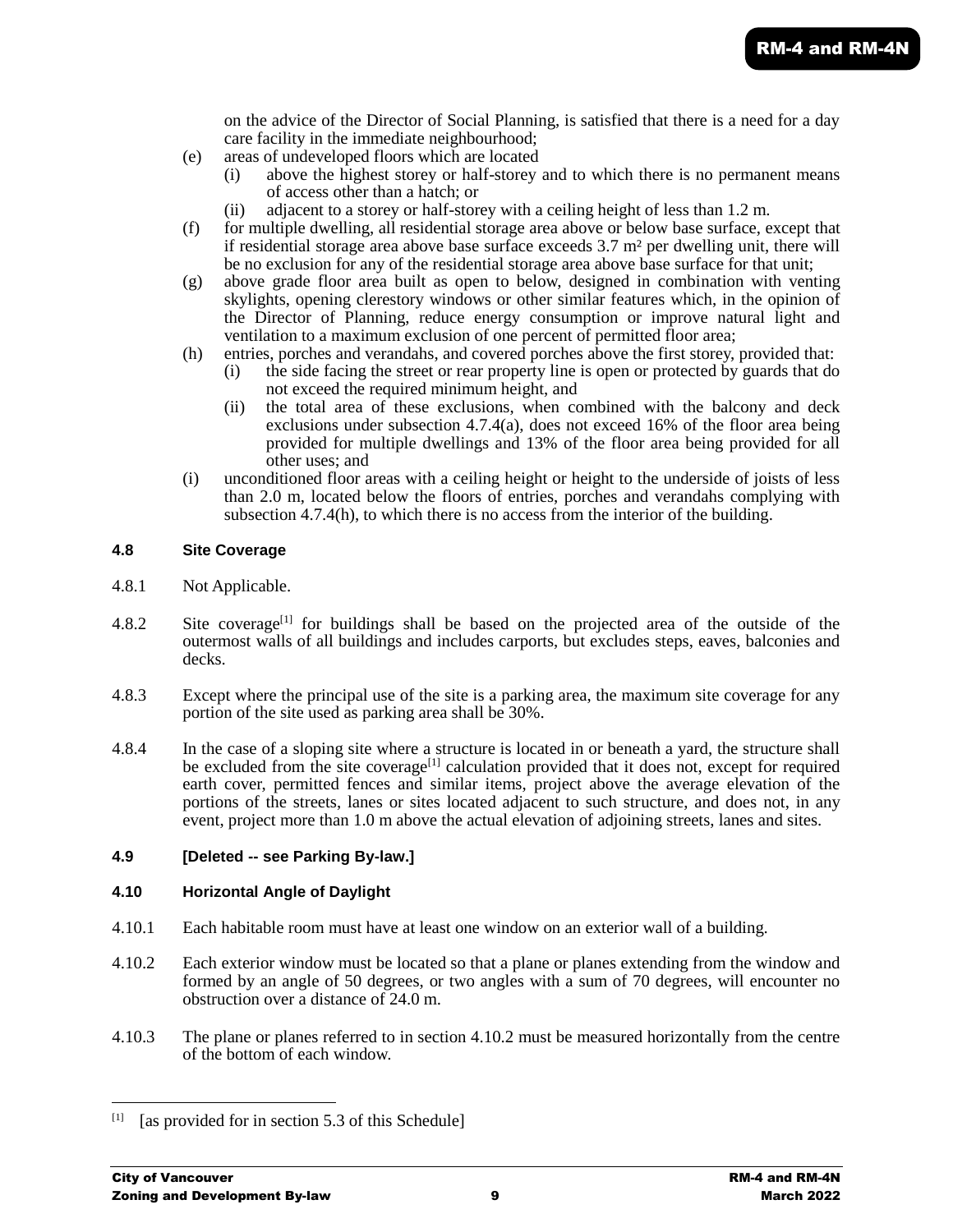on the advice of the Director of Social Planning, is satisfied that there is a need for a day care facility in the immediate neighbourhood;

- (e) areas of undeveloped floors which are located
  - (i) above the highest storey or half-storey and to which there is no permanent means of access other than a hatch; or
  - (ii) adjacent to a storey or half-storey with a ceiling height of less than 1.2 m.
- (f) for multiple dwelling, all residential storage area above or below base surface, except that if residential storage area above base surface exceeds 3.7 m² per dwelling unit, there will be no exclusion for any of the residential storage area above base surface for that unit;
- (g) above grade floor area built as open to below, designed in combination with venting skylights, opening clerestory windows or other similar features which, in the opinion of the Director of Planning, reduce energy consumption or improve natural light and ventilation to a maximum exclusion of one percent of permitted floor area;
- (h) entries, porches and verandahs, and covered porches above the first storey, provided that:
  - (i) the side facing the street or rear property line is open or protected by guards that do not exceed the required minimum height, and
  - (ii) the total area of these exclusions, when combined with the balcony and deck exclusions under subsection 4.7.4(a), does not exceed 16% of the floor area being provided for multiple dwellings and 13% of the floor area being provided for all other uses; and
- (i) unconditioned floor areas with a ceiling height or height to the underside of joists of less than 2.0 m, located below the floors of entries, porches and verandahs complying with subsection 4.7.4(h), to which there is no access from the interior of the building.

#### 4.8 Site Coverage

4.8.1 Not Applicable.

4.8.2 Site coverage[1] for buildings shall be based on the projected area of the outside of the outermost walls of all buildings and includes carports, but excludes steps, eaves, balconies and decks.

4.8.3 Except where the principal use of the site is a parking area, the maximum site coverage for any portion of the site used as parking area shall be 30%.

4.8.4 In the case of a sloping site where a structure is located in or beneath a yard, the structure shall be excluded from the site coverage[1] calculation provided that it does not, except for required earth cover, permitted fences and similar items, project above the average elevation of the portions of the streets, lanes or sites located adjacent to such structure, and does not, in any event, project more than 1.0 m above the actual elevation of adjoining streets, lanes and sites.

#### 4.9 [Deleted -- see Parking By-law.]

#### 4.10 Horizontal Angle of Daylight

4.10.1 Each habitable room must have at least one window on an exterior wall of a building.

4.10.2 Each exterior window must be located so that a plane or planes extending from the window and formed by an angle of 50 degrees, or two angles with a sum of 70 degrees, will encounter no obstruction over a distance of 24.0 m.

4.10.3 The plane or planes referred to in section 4.10.2 must be measured horizontally from the centre of the bottom of each window.

---

[1] [as provided for in section 5.3 of this Schedule]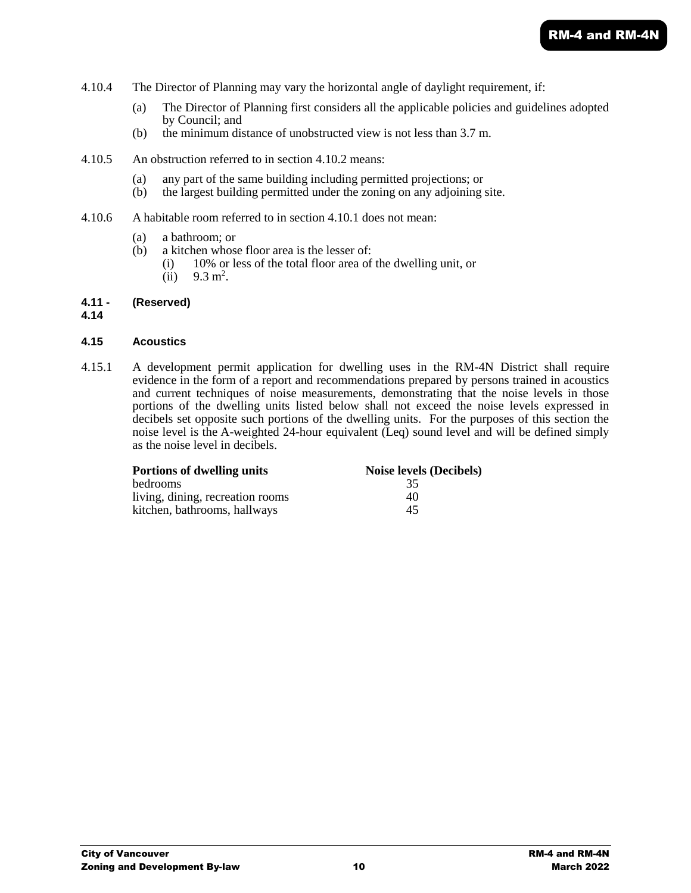4.10.4 The Director of Planning may vary the horizontal angle of daylight requirement, if:

(a) The Director of Planning first considers all the applicable policies and guidelines adopted by Council; and
(b) the minimum distance of unobstructed view is not less than 3.7 m.

4.10.5 An obstruction referred to in section 4.10.2 means:

(a) any part of the same building including permitted projections; or
(b) the largest building permitted under the zoning on any adjoining site.

4.10.6 A habitable room referred to in section 4.10.1 does not mean:

(a) a bathroom; or
(b) a kitchen whose floor area is the lesser of:
   (i) 10% or less of the total floor area of the dwelling unit, or
   (ii) 9.3 $m^2$.

**4.11 - 4.14 (Reserved)**

**4.15 Acoustics**

4.15.1 A development permit application for dwelling uses in the RM-4N District shall require evidence in the form of a report and recommendations prepared by persons trained in acoustics and current techniques of noise measurements, demonstrating that the noise levels in those portions of the dwelling units listed below shall not exceed the noise levels expressed in decibels set opposite such portions of the dwelling units. For the purposes of this section the noise level is the A-weighted 24-hour equivalent (Leq) sound level and will be defined simply as the noise level in decibels.

| Portions of dwelling units | Noise levels (Decibels) |
|---|---|
| bedrooms | 35 |
| living, dining, recreation rooms | 40 |
| kitchen, bathrooms, hallways | 45 |